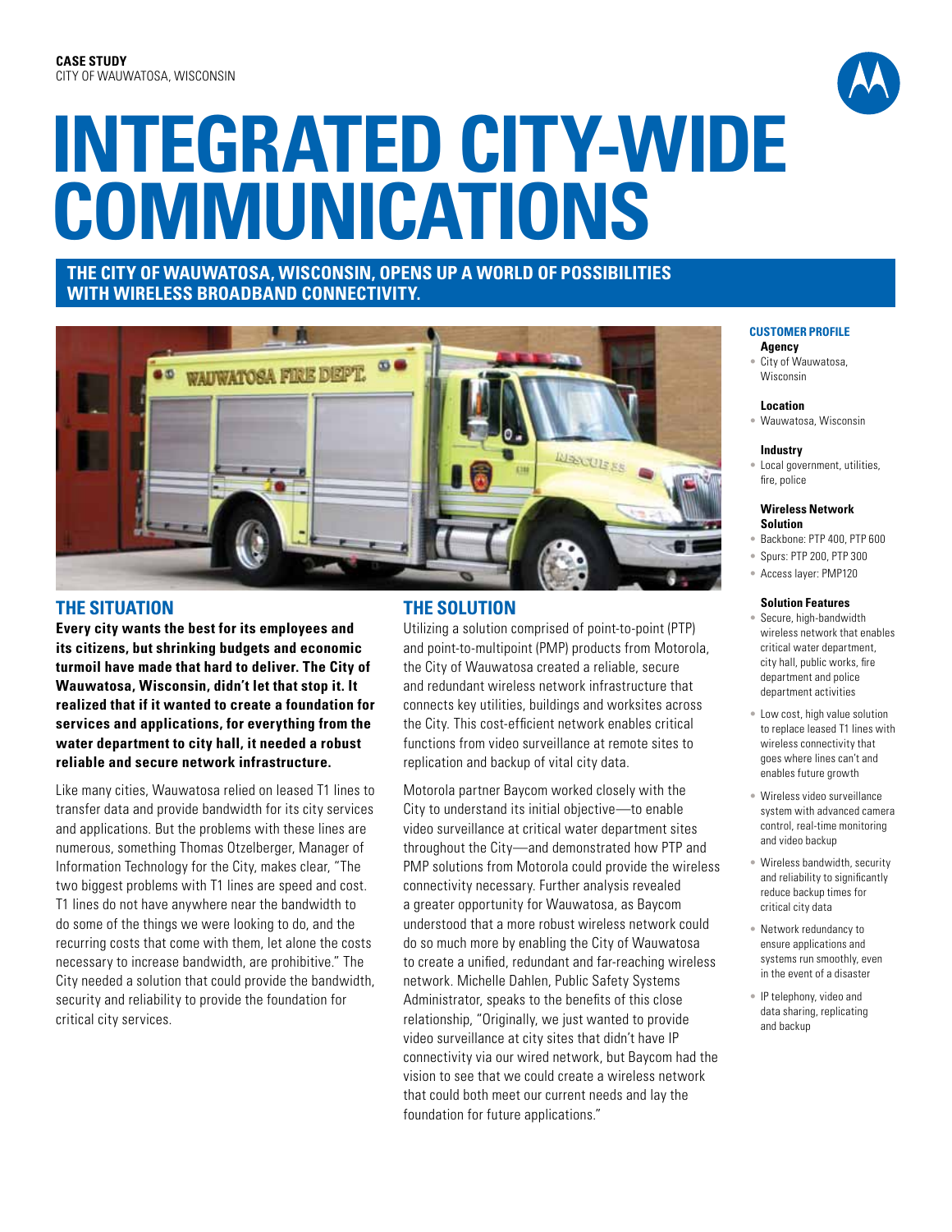**CASE STUDY**
CITY OF WAUWATOSA, WISCONSIN

# INTEGRATED CITY-WIDE COMMUNICATIONS

## THE CITY OF WAUWATOSA, WISCONSIN, OPENS UP A WORLD OF POSSIBILITIES WITH WIRELESS BROADBAND CONNECTIVITY.

## THE SITUATION

**Every city wants the best for its employees and its citizens, but shrinking budgets and economic turmoil have made that hard to deliver. The City of Wauwatosa, Wisconsin, didn't let that stop it. It realized that if it wanted to create a foundation for services and applications, for everything from the water department to city hall, it needed a robust reliable and secure network infrastructure.**

Like many cities, Wauwatosa relied on leased T1 lines to transfer data and provide bandwidth for its city services and applications. But the problems with these lines are numerous, something Thomas Otzelberger, Manager of Information Technology for the City, makes clear, "The two biggest problems with T1 lines are speed and cost. T1 lines do not have anywhere near the bandwidth to do some of the things we were looking to do, and the recurring costs that come with them, let alone the costs necessary to increase bandwidth, are prohibitive." The City needed a solution that could provide the bandwidth, security and reliability to provide the foundation for critical city services.

## THE SOLUTION

Utilizing a solution comprised of point-to-point (PTP) and point-to-multipoint (PMP) products from Motorola, the City of Wauwatosa created a reliable, secure and redundant wireless network infrastructure that connects key utilities, buildings and worksites across the City. This cost-efficient network enables critical functions from video surveillance at remote sites to replication and backup of vital city data.

Motorola partner Baycom worked closely with the City to understand its initial objective—to enable video surveillance at critical water department sites throughout the City—and demonstrated how PTP and PMP solutions from Motorola could provide the wireless connectivity necessary. Further analysis revealed a greater opportunity for Wauwatosa, as Baycom understood that a more robust wireless network could do so much more by enabling the City of Wauwatosa to create a unified, redundant and far-reaching wireless network. Michelle Dahlen, Public Safety Systems Administrator, speaks to the benefits of this close relationship, "Originally, we just wanted to provide video surveillance at city sites that didn't have IP connectivity via our wired network, but Baycom had the vision to see that we could create a wireless network that could both meet our current needs and lay the foundation for future applications."

### CUSTOMER PROFILE

**Agency**
- City of Wauwatosa, Wisconsin

**Location**
- Wauwatosa, Wisconsin

**Industry**
- Local government, utilities, fire, police

**Wireless Network Solution**
- Backbone: PTP 400, PTP 600
- Spurs: PTP 200, PTP 300
- Access layer: PMP120

**Solution Features**
- Secure, high-bandwidth wireless network that enables critical water department, city hall, public works, fire department and police department activities
- Low cost, high value solution to replace leased T1 lines with wireless connectivity that goes where lines can't and enables future growth
- Wireless video surveillance system with advanced camera control, real-time monitoring and video backup
- Wireless bandwidth, security and reliability to significantly reduce backup times for critical city data
- Network redundancy to ensure applications and systems run smoothly, even in the event of a disaster
- IP telephony, video and data sharing, replicating and backup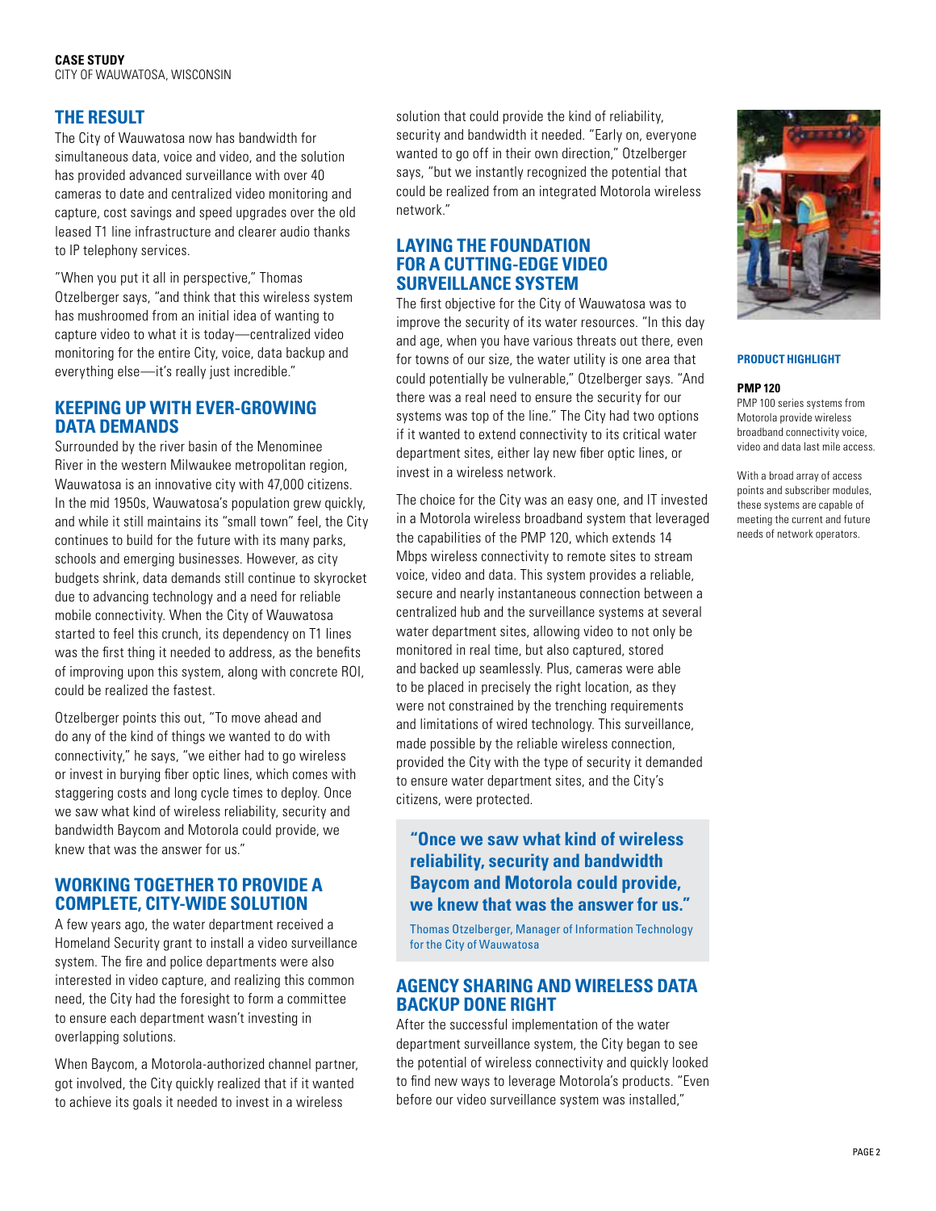## THE RESULT

The City of Wauwatosa now has bandwidth for simultaneous data, voice and video, and the solution has provided advanced surveillance with over 40 cameras to date and centralized video monitoring and capture, cost savings and speed upgrades over the old leased T1 line infrastructure and clearer audio thanks to IP telephony services.

"When you put it all in perspective," Thomas Otzelberger says, "and think that this wireless system has mushroomed from an initial idea of wanting to capture video to what it is today—centralized video monitoring for the entire City, voice, data backup and everything else—it's really just incredible."

## KEEPING UP WITH EVER-GROWING DATA DEMANDS

Surrounded by the river basin of the Menominee River in the western Milwaukee metropolitan region, Wauwatosa is an innovative city with 47,000 citizens. In the mid 1950s, Wauwatosa's population grew quickly, and while it still maintains its "small town" feel, the City continues to build for the future with its many parks, schools and emerging businesses. However, as city budgets shrink, data demands still continue to skyrocket due to advancing technology and a need for reliable mobile connectivity. When the City of Wauwatosa started to feel this crunch, its dependency on T1 lines was the first thing it needed to address, as the benefits of improving upon this system, along with concrete ROI, could be realized the fastest.

Otzelberger points this out, "To move ahead and do any of the kind of things we wanted to do with connectivity," he says, "we either had to go wireless or invest in burying fiber optic lines, which comes with staggering costs and long cycle times to deploy. Once we saw what kind of wireless reliability, security and bandwidth Baycom and Motorola could provide, we knew that was the answer for us."

## WORKING TOGETHER TO PROVIDE A COMPLETE, CITY-WIDE SOLUTION

A few years ago, the water department received a Homeland Security grant to install a video surveillance system. The fire and police departments were also interested in video capture, and realizing this common need, the City had the foresight to form a committee to ensure each department wasn't investing in overlapping solutions.

When Baycom, a Motorola-authorized channel partner, got involved, the City quickly realized that if it wanted to achieve its goals it needed to invest in a wireless solution that could provide the kind of reliability, security and bandwidth it needed. "Early on, everyone wanted to go off in their own direction," Otzelberger says, "but we instantly recognized the potential that could be realized from an integrated Motorola wireless network."

## LAYING THE FOUNDATION FOR A CUTTING-EDGE VIDEO SURVEILLANCE SYSTEM

The first objective for the City of Wauwatosa was to improve the security of its water resources. "In this day and age, when you have various threats out there, even for towns of our size, the water utility is one area that could potentially be vulnerable," Otzelberger says. "And there was a real need to ensure the security for our systems was top of the line." The City had two options if it wanted to extend connectivity to its critical water department sites, either lay new fiber optic lines, or invest in a wireless network.

The choice for the City was an easy one, and IT invested in a Motorola wireless broadband system that leveraged the capabilities of the PMP 120, which extends 14 Mbps wireless connectivity to remote sites to stream voice, video and data. This system provides a reliable, secure and nearly instantaneous connection between a centralized hub and the surveillance systems at several water department sites, allowing video to not only be monitored in real time, but also captured, stored and backed up seamlessly. Plus, cameras were able to be placed in precisely the right location, as they were not constrained by the trenching requirements and limitations of wired technology. This surveillance, made possible by the reliable wireless connection, provided the City with the type of security it demanded to ensure water department sites, and the City's citizens, were protected.

> **"Once we saw what kind of wireless reliability, security and bandwidth Baycom and Motorola could provide, we knew that was the answer for us."**
>
> Thomas Otzelberger, Manager of Information Technology for the City of Wauwatosa

## AGENCY SHARING AND WIRELESS DATA BACKUP DONE RIGHT

After the successful implementation of the water department surveillance system, the City began to see the potential of wireless connectivity and quickly looked to find new ways to leverage Motorola's products. "Even before our video surveillance system was installed,"

**PRODUCT HIGHLIGHT**

**PMP 120**

PMP 100 series systems from Motorola provide wireless broadband connectivity voice, video and data last mile access.

With a broad array of access points and subscriber modules, these systems are capable of meeting the current and future needs of network operators.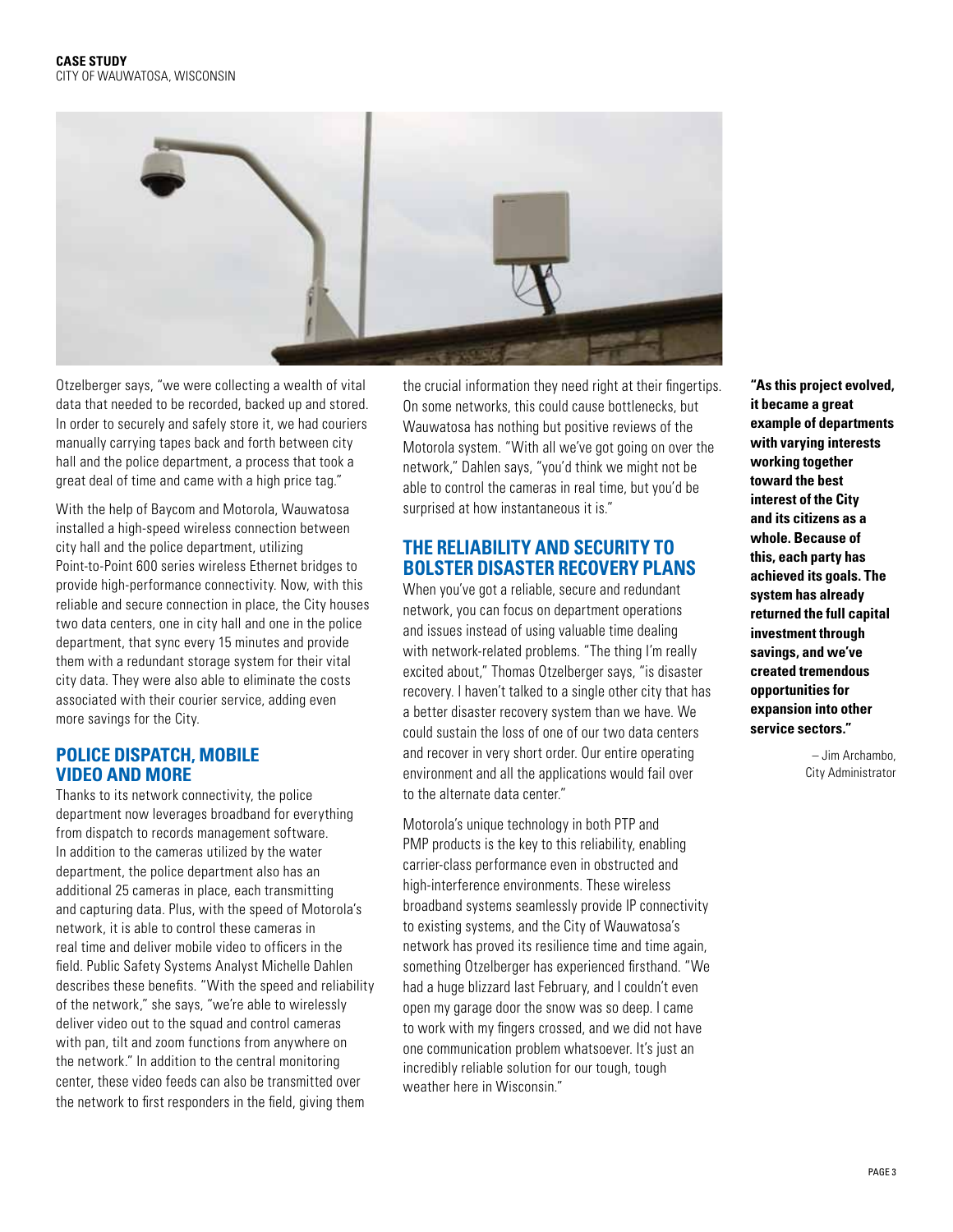Otzelberger says, "we were collecting a wealth of vital data that needed to be recorded, backed up and stored. In order to securely and safely store it, we had couriers manually carrying tapes back and forth between city hall and the police department, a process that took a great deal of time and came with a high price tag."

With the help of Baycom and Motorola, Wauwatosa installed a high-speed wireless connection between city hall and the police department, utilizing Point-to-Point 600 series wireless Ethernet bridges to provide high-performance connectivity. Now, with this reliable and secure connection in place, the City houses two data centers, one in city hall and one in the police department, that sync every 15 minutes and provide them with a redundant storage system for their vital city data. They were also able to eliminate the costs associated with their courier service, adding even more savings for the City.

## POLICE DISPATCH, MOBILE VIDEO AND MORE

Thanks to its network connectivity, the police department now leverages broadband for everything from dispatch to records management software. In addition to the cameras utilized by the water department, the police department also has an additional 25 cameras in place, each transmitting and capturing data. Plus, with the speed of Motorola's network, it is able to control these cameras in real time and deliver mobile video to officers in the field. Public Safety Systems Analyst Michelle Dahlen describes these benefits. "With the speed and reliability of the network," she says, "we're able to wirelessly deliver video out to the squad and control cameras with pan, tilt and zoom functions from anywhere on the network." In addition to the central monitoring center, these video feeds can also be transmitted over the network to first responders in the field, giving them the crucial information they need right at their fingertips. On some networks, this could cause bottlenecks, but Wauwatosa has nothing but positive reviews of the Motorola system. "With all we've got going on over the network," Dahlen says, "you'd think we might not be able to control the cameras in real time, but you'd be surprised at how instantaneous it is."

## THE RELIABILITY AND SECURITY TO BOLSTER DISASTER RECOVERY PLANS

When you've got a reliable, secure and redundant network, you can focus on department operations and issues instead of using valuable time dealing with network-related problems. "The thing I'm really excited about," Thomas Otzelberger says, "is disaster recovery. I haven't talked to a single other city that has a better disaster recovery system than we have. We could sustain the loss of one of our two data centers and recover in very short order. Our entire operating environment and all the applications would fail over to the alternate data center."

Motorola's unique technology in both PTP and PMP products is the key to this reliability, enabling carrier-class performance even in obstructed and high-interference environments. These wireless broadband systems seamlessly provide IP connectivity to existing systems, and the City of Wauwatosa's network has proved its resilience time and time again, something Otzelberger has experienced firsthand. "We had a huge blizzard last February, and I couldn't even open my garage door the snow was so deep. I came to work with my fingers crossed, and we did not have one communication problem whatsoever. It's just an incredibly reliable solution for our tough, tough weather here in Wisconsin."

**"As this project evolved, it became a great example of departments with varying interests working together toward the best interest of the City and its citizens as a whole. Because of this, each party has achieved its goals. The system has already returned the full capital investment through savings, and we've created tremendous opportunities for expansion into other service sectors."**

– Jim Archambo, City Administrator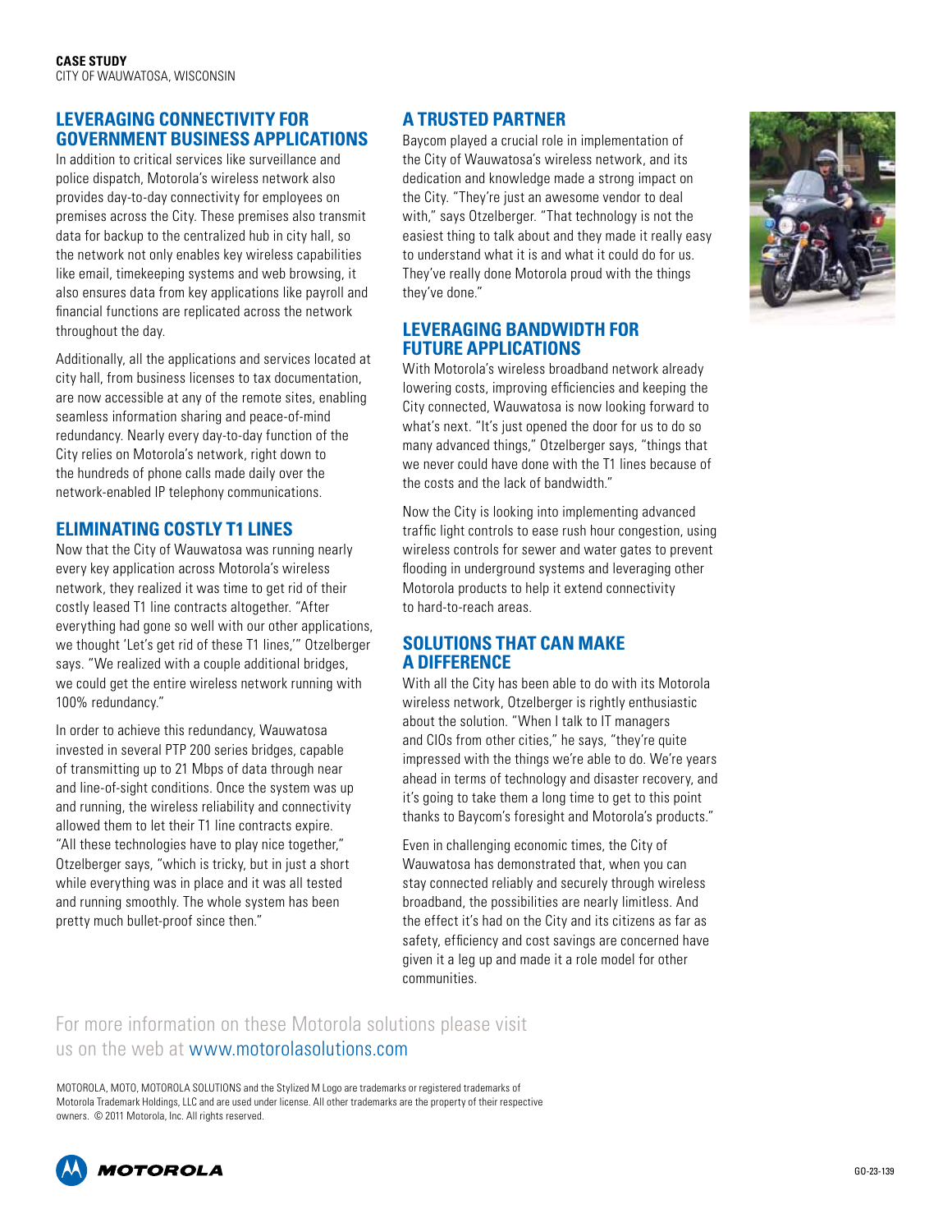## LEVERAGING CONNECTIVITY FOR GOVERNMENT BUSINESS APPLICATIONS

In addition to critical services like surveillance and police dispatch, Motorola's wireless network also provides day-to-day connectivity for employees on premises across the City. These premises also transmit data for backup to the centralized hub in city hall, so the network not only enables key wireless capabilities like email, timekeeping systems and web browsing, it also ensures data from key applications like payroll and financial functions are replicated across the network throughout the day.

Additionally, all the applications and services located at city hall, from business licenses to tax documentation, are now accessible at any of the remote sites, enabling seamless information sharing and peace-of-mind redundancy. Nearly every day-to-day function of the City relies on Motorola's network, right down to the hundreds of phone calls made daily over the network-enabled IP telephony communications.

## ELIMINATING COSTLY T1 LINES

Now that the City of Wauwatosa was running nearly every key application across Motorola's wireless network, they realized it was time to get rid of their costly leased T1 line contracts altogether. "After everything had gone so well with our other applications, we thought 'Let's get rid of these T1 lines,'" Otzelberger says. "We realized with a couple additional bridges, we could get the entire wireless network running with 100% redundancy."

In order to achieve this redundancy, Wauwatosa invested in several PTP 200 series bridges, capable of transmitting up to 21 Mbps of data through near and line-of-sight conditions. Once the system was up and running, the wireless reliability and connectivity allowed them to let their T1 line contracts expire. "All these technologies have to play nice together," Otzelberger says, "which is tricky, but in just a short while everything was in place and it was all tested and running smoothly. The whole system has been pretty much bullet-proof since then."

## A TRUSTED PARTNER

Baycom played a crucial role in implementation of the City of Wauwatosa's wireless network, and its dedication and knowledge made a strong impact on the City. "They're just an awesome vendor to deal with," says Otzelberger. "That technology is not the easiest thing to talk about and they made it really easy to understand what it is and what it could do for us. They've really done Motorola proud with the things they've done."

## LEVERAGING BANDWIDTH FOR FUTURE APPLICATIONS

With Motorola's wireless broadband network already lowering costs, improving efficiencies and keeping the City connected, Wauwatosa is now looking forward to what's next. "It's just opened the door for us to do so many advanced things," Otzelberger says, "things that we never could have done with the T1 lines because of the costs and the lack of bandwidth."

Now the City is looking into implementing advanced traffic light controls to ease rush hour congestion, using wireless controls for sewer and water gates to prevent flooding in underground systems and leveraging other Motorola products to help it extend connectivity to hard-to-reach areas.

## SOLUTIONS THAT CAN MAKE A DIFFERENCE

With all the City has been able to do with its Motorola wireless network, Otzelberger is rightly enthusiastic about the solution. "When I talk to IT managers and CIOs from other cities," he says, "they're quite impressed with the things we're able to do. We're years ahead in terms of technology and disaster recovery, and it's going to take them a long time to get to this point thanks to Baycom's foresight and Motorola's products."

Even in challenging economic times, the City of Wauwatosa has demonstrated that, when you can stay connected reliably and securely through wireless broadband, the possibilities are nearly limitless. And the effect it's had on the City and its citizens as far as safety, efficiency and cost savings are concerned have given it a leg up and made it a role model for other communities.

For more information on these Motorola solutions please visit us on the web at www.motorolasolutions.com

MOTOROLA, MOTO, MOTOROLA SOLUTIONS and the Stylized M Logo are trademarks or registered trademarks of Motorola Trademark Holdings, LLC and are used under license. All other trademarks are the property of their respective owners. © 2011 Motorola, Inc. All rights reserved.

GO-23-139